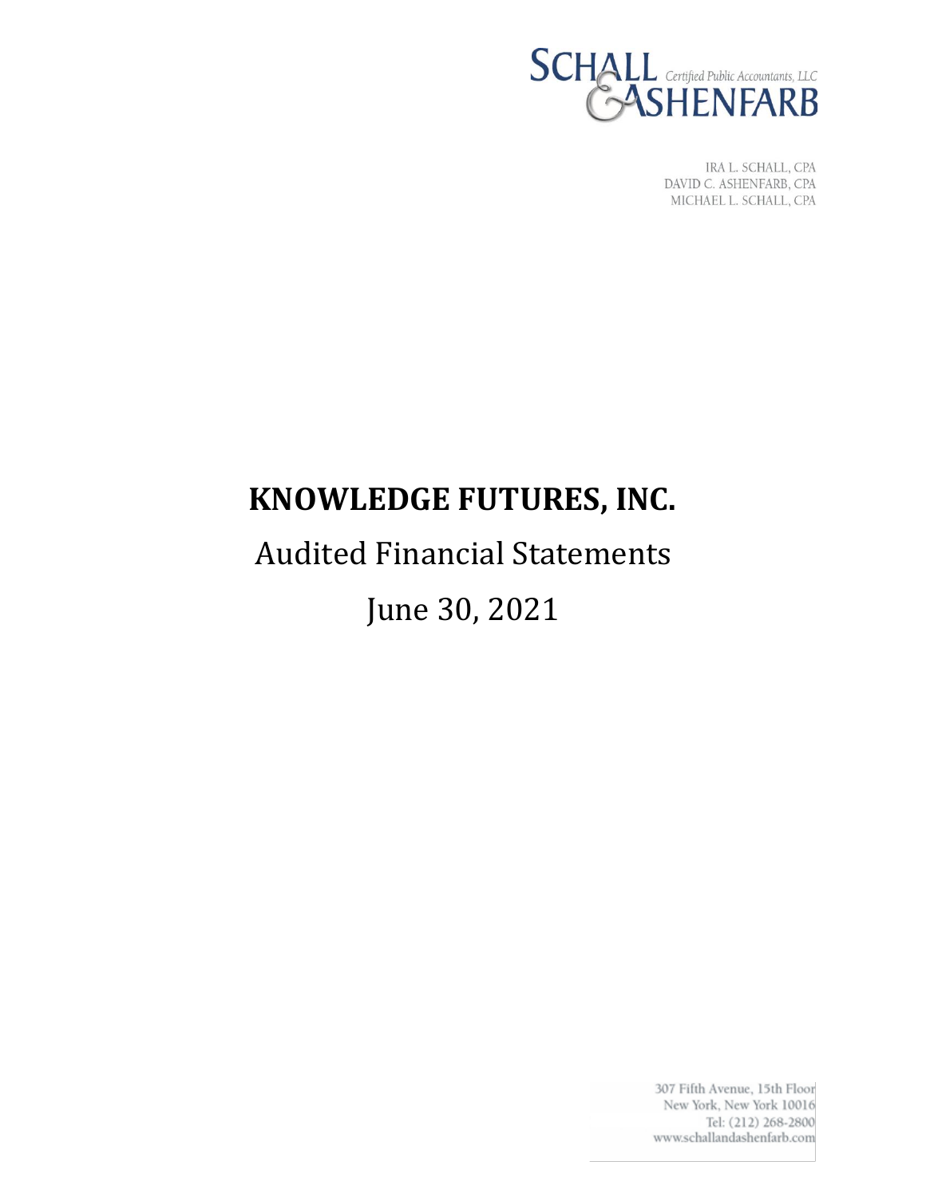SCHALL & ASHENFARB Certified Public Accountants, LLC

IRA L. SCHALL, CPA
DAVID C. ASHENFARB, CPA
MICHAEL L. SCHALL, CPA

# KNOWLEDGE FUTURES, INC.

## Audited Financial Statements

## June 30, 2021

307 Fifth Avenue, 15th Floor
New York, New York 10016
Tel: (212) 268-2800
www.schallandashenfarb.com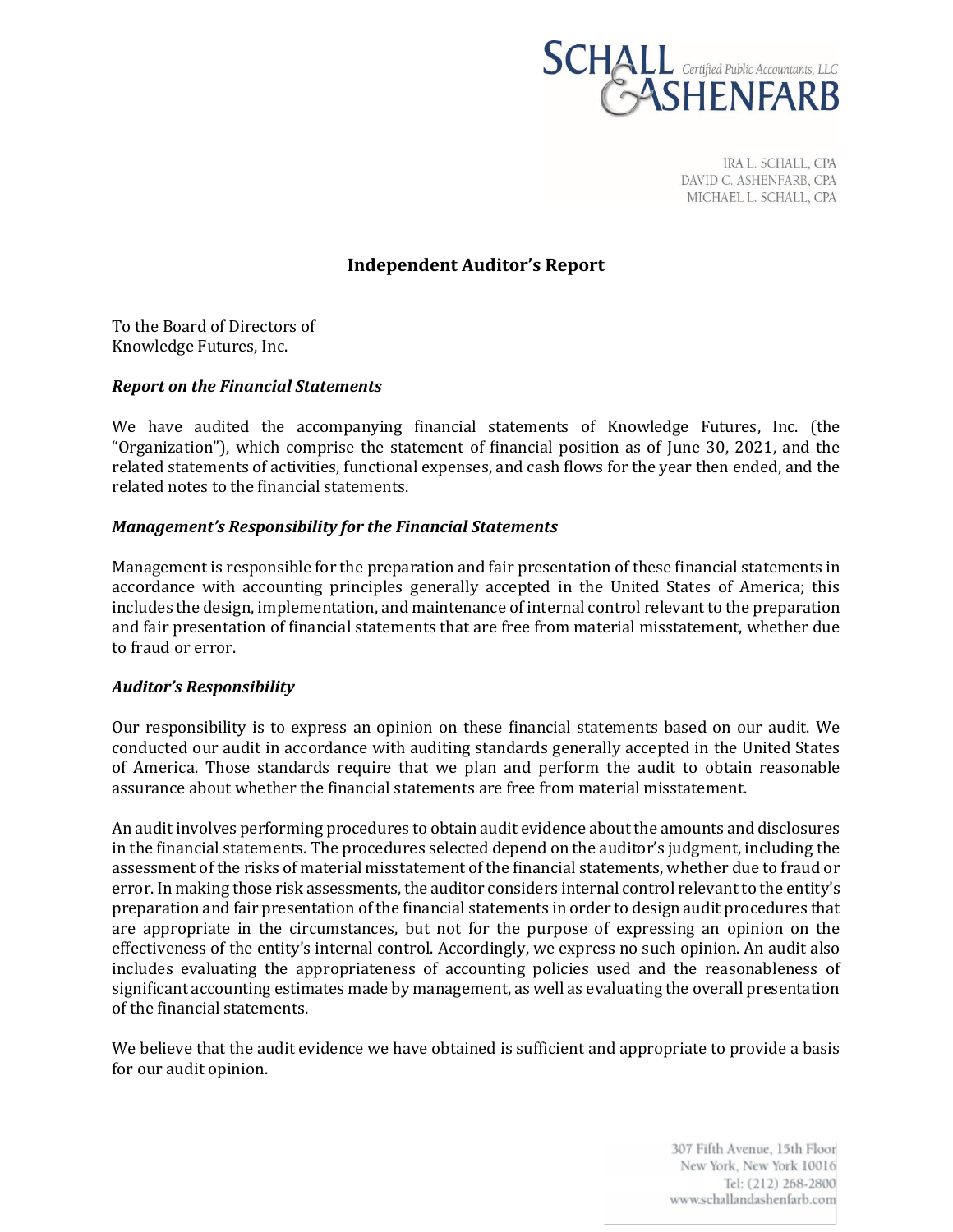SCHALL & ASHENFARB Certified Public Accountants, LLC

IRA L. SCHALL, CPA
DAVID C. ASHENFARB, CPA
MICHAEL L. SCHALL, CPA

## Independent Auditor's Report

To the Board of Directors of
Knowledge Futures, Inc.

### *Report on the Financial Statements*

We have audited the accompanying financial statements of Knowledge Futures, Inc. (the "Organization"), which comprise the statement of financial position as of June 30, 2021, and the related statements of activities, functional expenses, and cash flows for the year then ended, and the related notes to the financial statements.

### *Management's Responsibility for the Financial Statements*

Management is responsible for the preparation and fair presentation of these financial statements in accordance with accounting principles generally accepted in the United States of America; this includes the design, implementation, and maintenance of internal control relevant to the preparation and fair presentation of financial statements that are free from material misstatement, whether due to fraud or error.

### *Auditor's Responsibility*

Our responsibility is to express an opinion on these financial statements based on our audit. We conducted our audit in accordance with auditing standards generally accepted in the United States of America. Those standards require that we plan and perform the audit to obtain reasonable assurance about whether the financial statements are free from material misstatement.

An audit involves performing procedures to obtain audit evidence about the amounts and disclosures in the financial statements. The procedures selected depend on the auditor's judgment, including the assessment of the risks of material misstatement of the financial statements, whether due to fraud or error. In making those risk assessments, the auditor considers internal control relevant to the entity's preparation and fair presentation of the financial statements in order to design audit procedures that are appropriate in the circumstances, but not for the purpose of expressing an opinion on the effectiveness of the entity's internal control. Accordingly, we express no such opinion. An audit also includes evaluating the appropriateness of accounting policies used and the reasonableness of significant accounting estimates made by management, as well as evaluating the overall presentation of the financial statements.

We believe that the audit evidence we have obtained is sufficient and appropriate to provide a basis for our audit opinion.

307 Fifth Avenue, 15th Floor
New York, New York 10016
Tel: (212) 268-2800
www.schallandashenfarb.com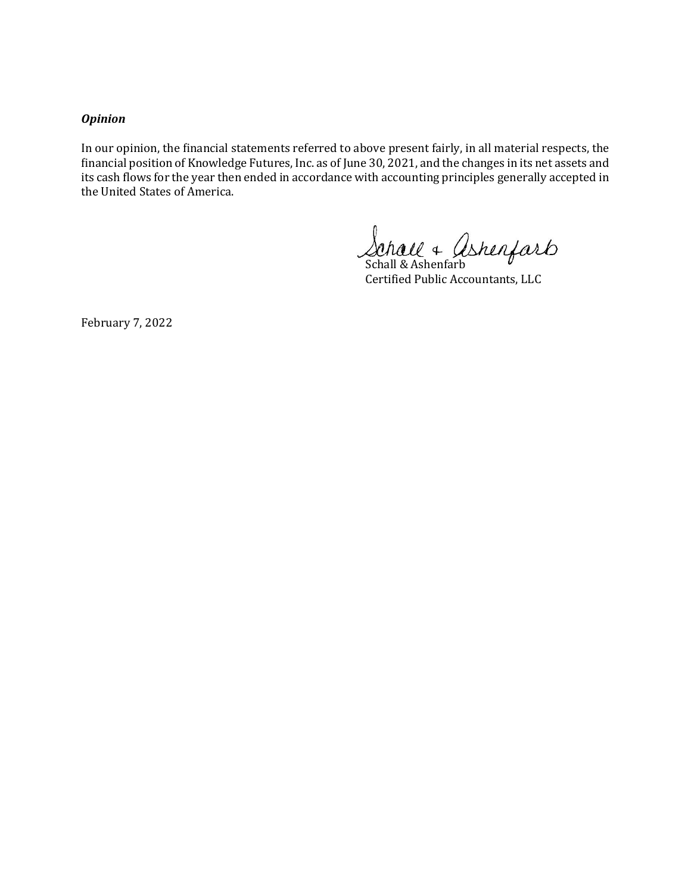***Opinion***

In our opinion, the financial statements referred to above present fairly, in all material respects, the financial position of Knowledge Futures, Inc. as of June 30, 2021, and the changes in its net assets and its cash flows for the year then ended in accordance with accounting principles generally accepted in the United States of America.

Schall & Ashenfarb
Certified Public Accountants, LLC

February 7, 2022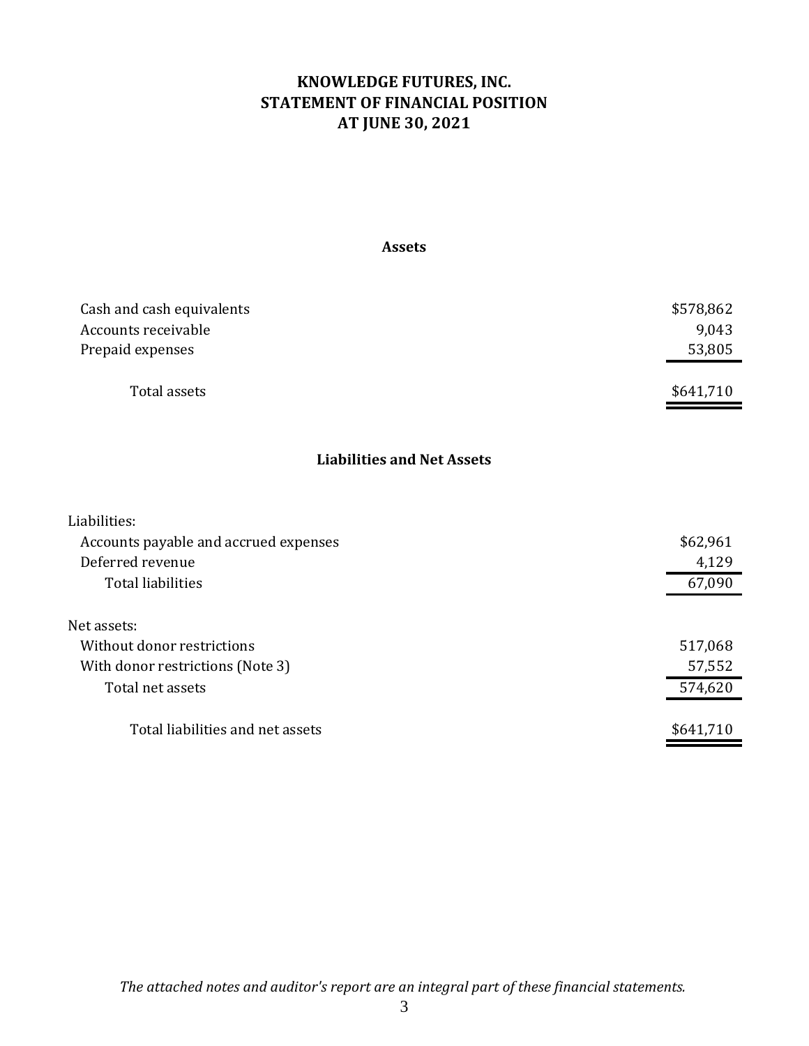# KNOWLEDGE FUTURES, INC.
# STATEMENT OF FINANCIAL POSITION
# AT JUNE 30, 2021

## Assets

| | |
|---|---:|
| Cash and cash equivalents | $578,862 |
| Accounts receivable | 9,043 |
| Prepaid expenses | 53,805 |
| Total assets | $641,710 |

## Liabilities and Net Assets

| | |
|---|---:|
| Liabilities: | |
| Accounts payable and accrued expenses | $62,961 |
| Deferred revenue | 4,129 |
| Total liabilities | 67,090 |
| Net assets: | |
| Without donor restrictions | 517,068 |
| With donor restrictions (Note 3) | 57,552 |
| Total net assets | 574,620 |
| Total liabilities and net assets | $641,710 |

*The attached notes and auditor's report are an integral part of these financial statements.*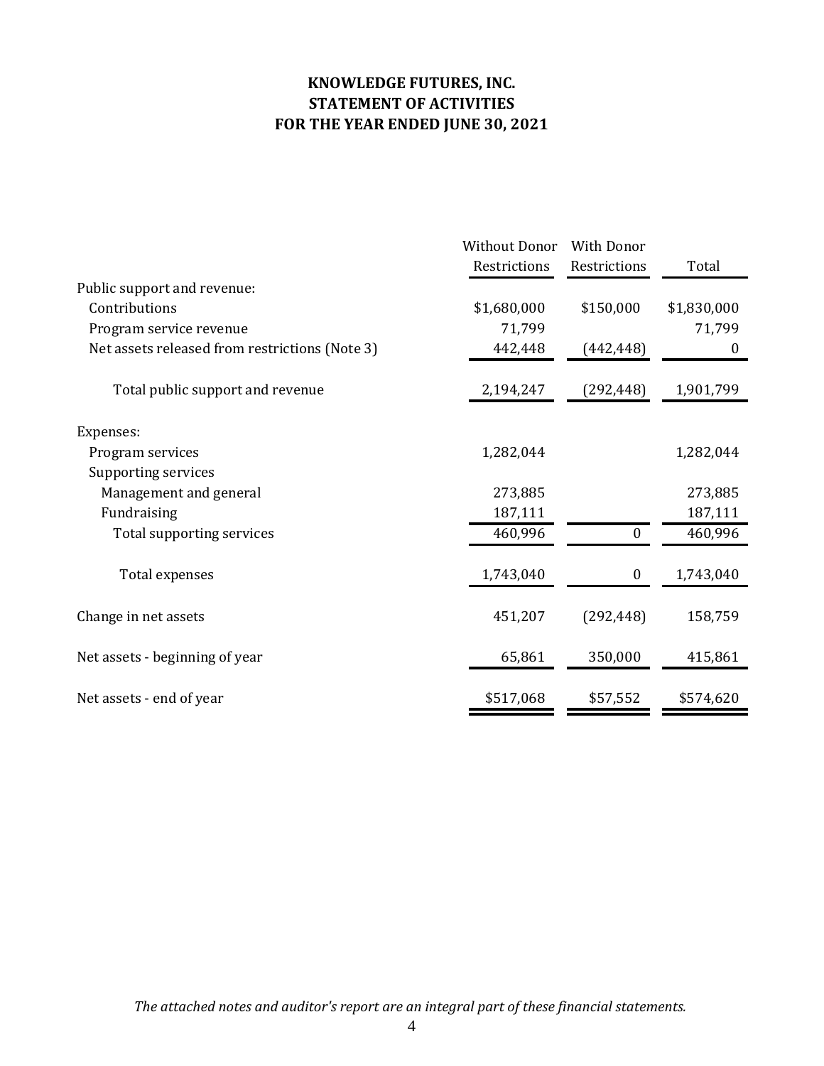# KNOWLEDGE FUTURES, INC.
# STATEMENT OF ACTIVITIES
# FOR THE YEAR ENDED JUNE 30, 2021

| | Without Donor Restrictions | With Donor Restrictions | Total |
|---|---|---|---|
| Public support and revenue: | | | |
| Contributions | $1,680,000 | $150,000 | $1,830,000 |
| Program service revenue | 71,799 | | 71,799 |
| Net assets released from restrictions (Note 3) | 442,448 | (442,448) | 0 |
| Total public support and revenue | 2,194,247 | (292,448) | 1,901,799 |
| Expenses: | | | |
| Program services | 1,282,044 | | 1,282,044 |
| Supporting services | | | |
| Management and general | 273,885 | | 273,885 |
| Fundraising | 187,111 | | 187,111 |
| Total supporting services | 460,996 | 0 | 460,996 |
| Total expenses | 1,743,040 | 0 | 1,743,040 |
| Change in net assets | 451,207 | (292,448) | 158,759 |
| Net assets - beginning of year | 65,861 | 350,000 | 415,861 |
| Net assets - end of year | $517,068 | $57,552 | $574,620 |

*The attached notes and auditor's report are an integral part of these financial statements.*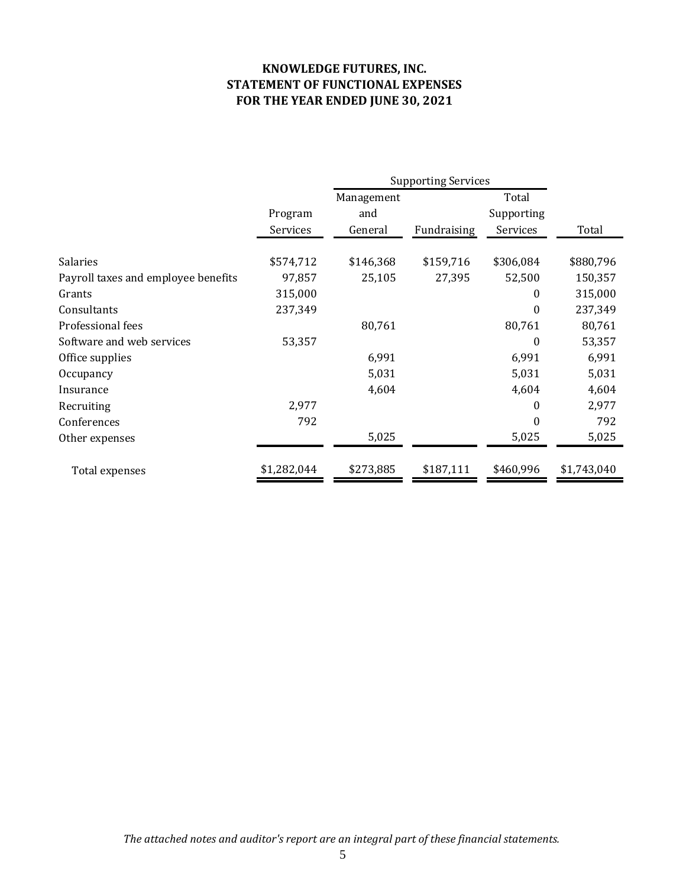# KNOWLEDGE FUTURES, INC.
# STATEMENT OF FUNCTIONAL EXPENSES
# FOR THE YEAR ENDED JUNE 30, 2021

| | Program Services | Supporting Services | | | Total |
|---|---|---|---|---|---|
| | | Management and General | Fundraising | Total Supporting Services | |
| Salaries | $574,712 | $146,368 | $159,716 | $306,084 | $880,796 |
| Payroll taxes and employee benefits | 97,857 | 25,105 | 27,395 | 52,500 | 150,357 |
| Grants | 315,000 | | | 0 | 315,000 |
| Consultants | 237,349 | | | 0 | 237,349 |
| Professional fees | | 80,761 | | 80,761 | 80,761 |
| Software and web services | 53,357 | | | 0 | 53,357 |
| Office supplies | | 6,991 | | 6,991 | 6,991 |
| Occupancy | | 5,031 | | 5,031 | 5,031 |
| Insurance | | 4,604 | | 4,604 | 4,604 |
| Recruiting | 2,977 | | | 0 | 2,977 |
| Conferences | 792 | | | 0 | 792 |
| Other expenses | | 5,025 | | 5,025 | 5,025 |
| Total expenses | $1,282,044 | $273,885 | $187,111 | $460,996 | $1,743,040 |

*The attached notes and auditor's report are an integral part of these financial statements.*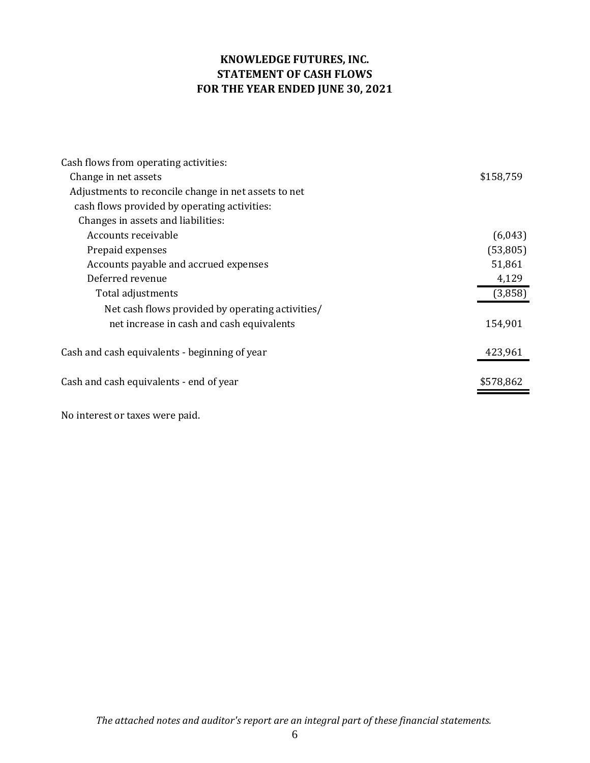# KNOWLEDGE FUTURES, INC.
# STATEMENT OF CASH FLOWS
# FOR THE YEAR ENDED JUNE 30, 2021

| | |
|---|---|
| Cash flows from operating activities: | |
| Change in net assets | $158,759 |
| Adjustments to reconcile change in net assets to net cash flows provided by operating activities: | |
| Changes in assets and liabilities: | |
| Accounts receivable | (6,043) |
| Prepaid expenses | (53,805) |
| Accounts payable and accrued expenses | 51,861 |
| Deferred revenue | 4,129 |
| Total adjustments | (3,858) |
| Net cash flows provided by operating activities/ net increase in cash and cash equivalents | 154,901 |
| Cash and cash equivalents - beginning of year | 423,961 |
| Cash and cash equivalents - end of year | $578,862 |

No interest or taxes were paid.

*The attached notes and auditor's report are an integral part of these financial statements.*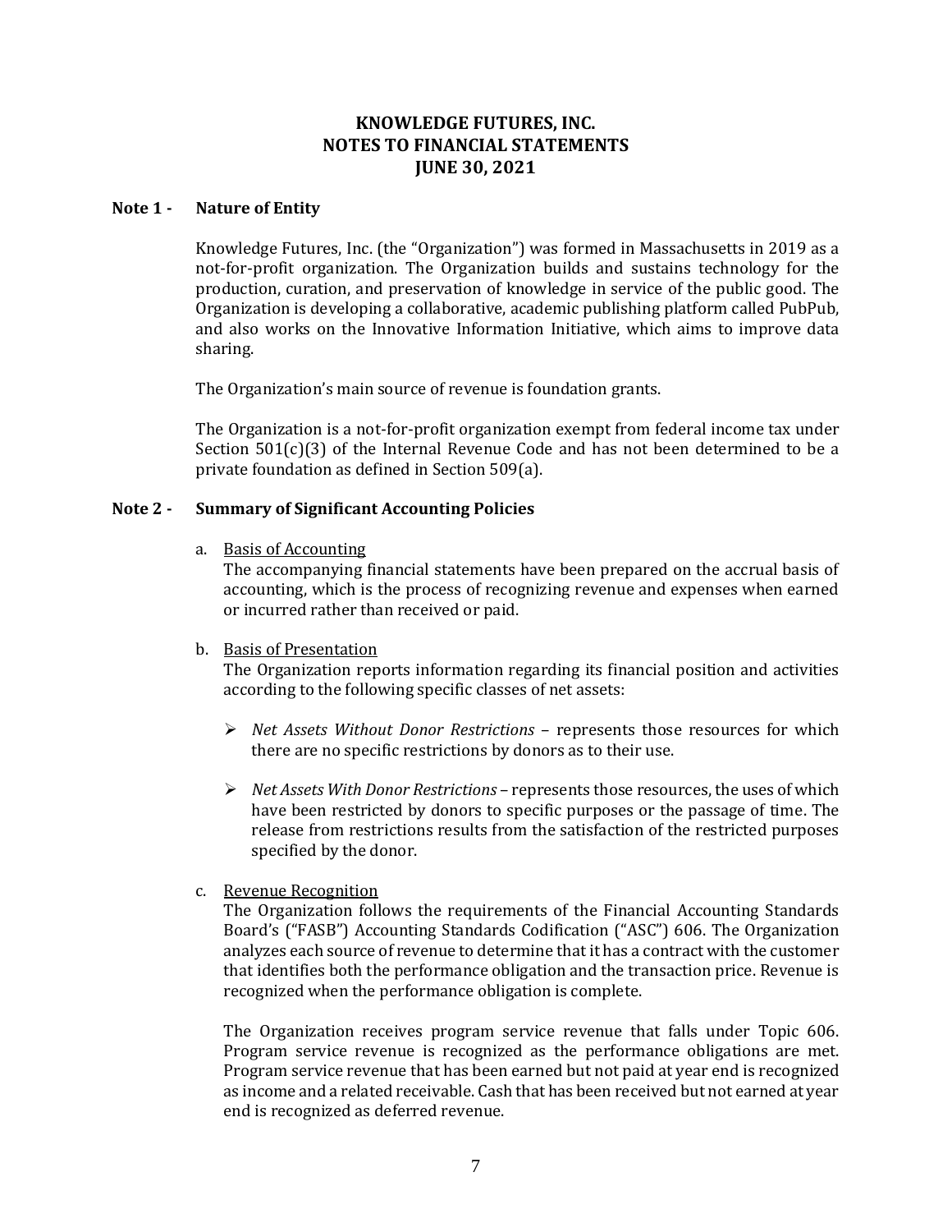# KNOWLEDGE FUTURES, INC.
# NOTES TO FINANCIAL STATEMENTS
# JUNE 30, 2021

## Note 1 - Nature of Entity

Knowledge Futures, Inc. (the "Organization") was formed in Massachusetts in 2019 as a not-for-profit organization. The Organization builds and sustains technology for the production, curation, and preservation of knowledge in service of the public good. The Organization is developing a collaborative, academic publishing platform called PubPub, and also works on the Innovative Information Initiative, which aims to improve data sharing.

The Organization's main source of revenue is foundation grants.

The Organization is a not-for-profit organization exempt from federal income tax under Section 501(c)(3) of the Internal Revenue Code and has not been determined to be a private foundation as defined in Section 509(a).

## Note 2 - Summary of Significant Accounting Policies

a. <u>Basis of Accounting</u>
The accompanying financial statements have been prepared on the accrual basis of accounting, which is the process of recognizing revenue and expenses when earned or incurred rather than received or paid.

b. <u>Basis of Presentation</u>
The Organization reports information regarding its financial position and activities according to the following specific classes of net assets:

- *Net Assets Without Donor Restrictions* – represents those resources for which there are no specific restrictions by donors as to their use.

- *Net Assets With Donor Restrictions* – represents those resources, the uses of which have been restricted by donors to specific purposes or the passage of time. The release from restrictions results from the satisfaction of the restricted purposes specified by the donor.

c. <u>Revenue Recognition</u>
The Organization follows the requirements of the Financial Accounting Standards Board's ("FASB") Accounting Standards Codification ("ASC") 606. The Organization analyzes each source of revenue to determine that it has a contract with the customer that identifies both the performance obligation and the transaction price. Revenue is recognized when the performance obligation is complete.

The Organization receives program service revenue that falls under Topic 606. Program service revenue is recognized as the performance obligations are met. Program service revenue that has been earned but not paid at year end is recognized as income and a related receivable. Cash that has been received but not earned at year end is recognized as deferred revenue.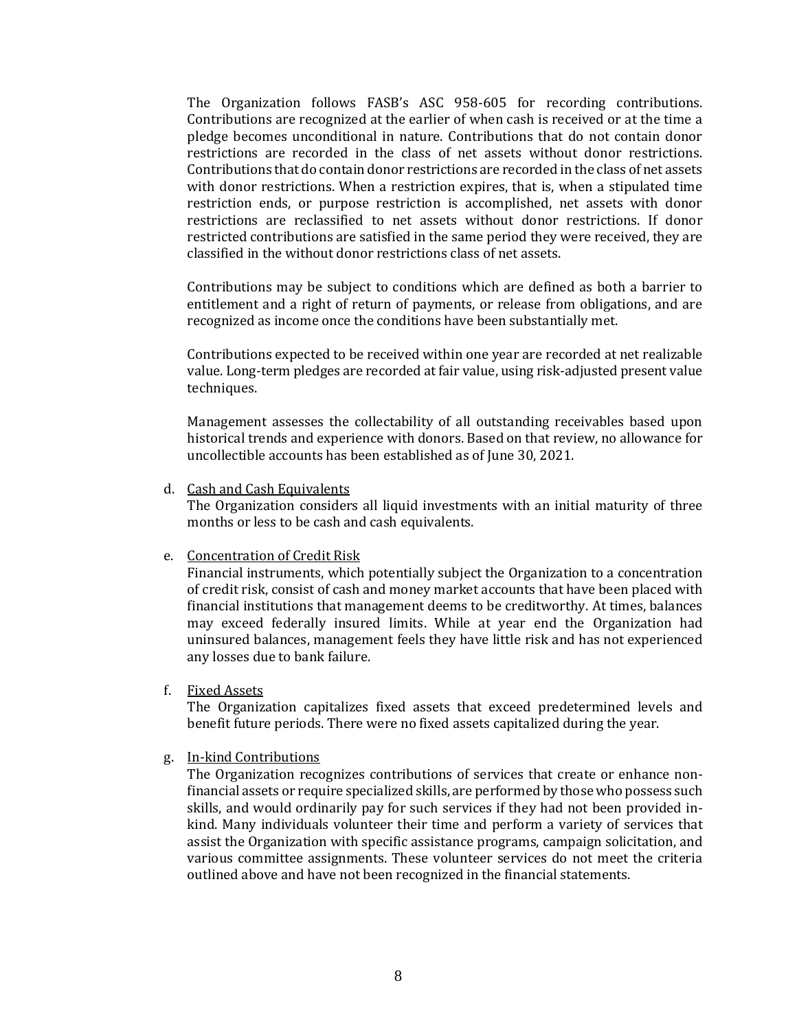The Organization follows FASB's ASC 958-605 for recording contributions. Contributions are recognized at the earlier of when cash is received or at the time a pledge becomes unconditional in nature. Contributions that do not contain donor restrictions are recorded in the class of net assets without donor restrictions. Contributions that do contain donor restrictions are recorded in the class of net assets with donor restrictions. When a restriction expires, that is, when a stipulated time restriction ends, or purpose restriction is accomplished, net assets with donor restrictions are reclassified to net assets without donor restrictions. If donor restricted contributions are satisfied in the same period they were received, they are classified in the without donor restrictions class of net assets.

Contributions may be subject to conditions which are defined as both a barrier to entitlement and a right of return of payments, or release from obligations, and are recognized as income once the conditions have been substantially met.

Contributions expected to be received within one year are recorded at net realizable value. Long-term pledges are recorded at fair value, using risk-adjusted present value techniques.

Management assesses the collectability of all outstanding receivables based upon historical trends and experience with donors. Based on that review, no allowance for uncollectible accounts has been established as of June 30, 2021.

d. <u>Cash and Cash Equivalents</u>
   The Organization considers all liquid investments with an initial maturity of three months or less to be cash and cash equivalents.

e. <u>Concentration of Credit Risk</u>
   Financial instruments, which potentially subject the Organization to a concentration of credit risk, consist of cash and money market accounts that have been placed with financial institutions that management deems to be creditworthy. At times, balances may exceed federally insured limits. While at year end the Organization had uninsured balances, management feels they have little risk and has not experienced any losses due to bank failure.

f. <u>Fixed Assets</u>
   The Organization capitalizes fixed assets that exceed predetermined levels and benefit future periods. There were no fixed assets capitalized during the year.

g. <u>In-kind Contributions</u>
   The Organization recognizes contributions of services that create or enhance non-financial assets or require specialized skills, are performed by those who possess such skills, and would ordinarily pay for such services if they had not been provided in-kind. Many individuals volunteer their time and perform a variety of services that assist the Organization with specific assistance programs, campaign solicitation, and various committee assignments. These volunteer services do not meet the criteria outlined above and have not been recognized in the financial statements.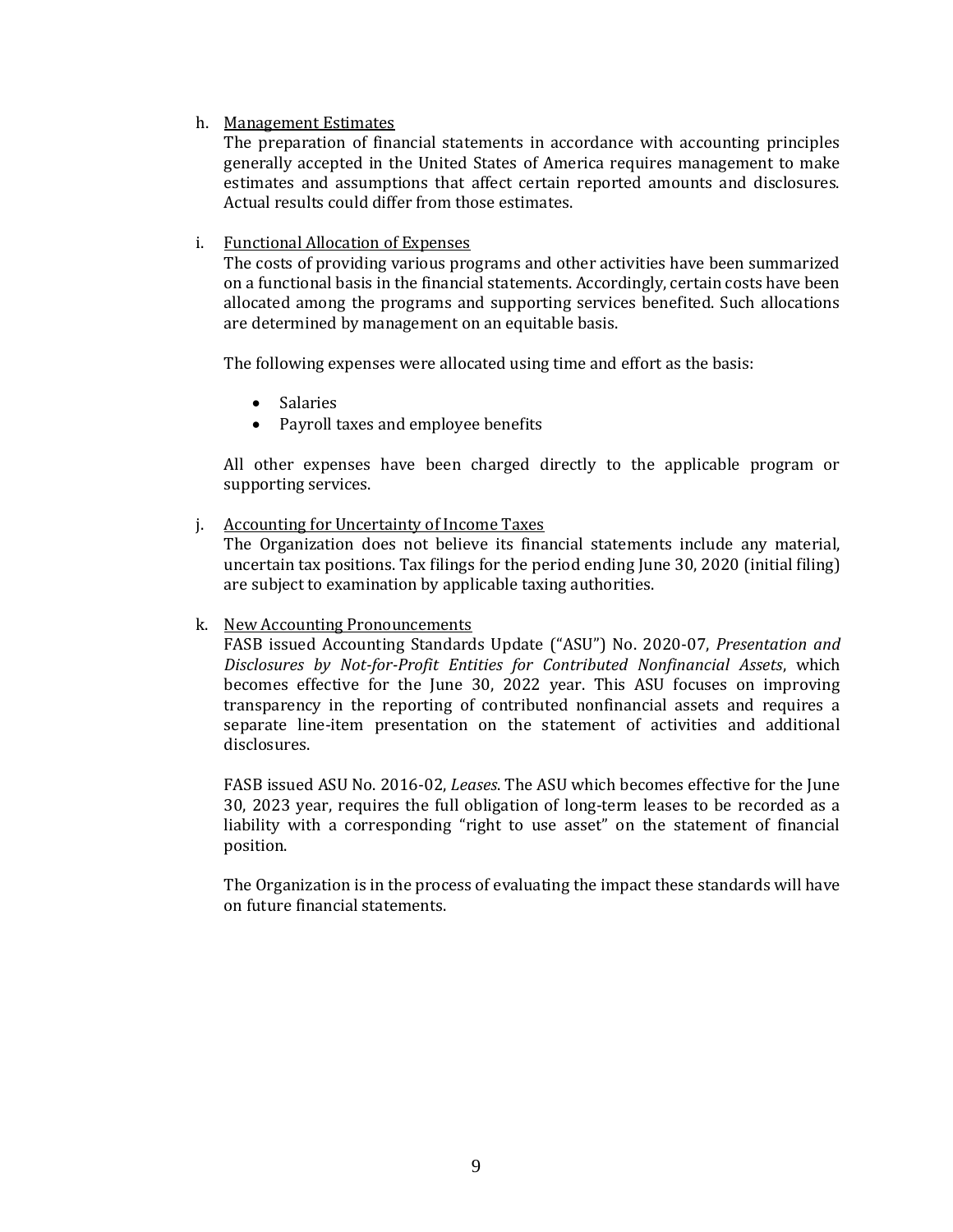h. Management Estimates

The preparation of financial statements in accordance with accounting principles generally accepted in the United States of America requires management to make estimates and assumptions that affect certain reported amounts and disclosures. Actual results could differ from those estimates.

i. Functional Allocation of Expenses

The costs of providing various programs and other activities have been summarized on a functional basis in the financial statements. Accordingly, certain costs have been allocated among the programs and supporting services benefited. Such allocations are determined by management on an equitable basis.

The following expenses were allocated using time and effort as the basis:

- Salaries
- Payroll taxes and employee benefits

All other expenses have been charged directly to the applicable program or supporting services.

j. Accounting for Uncertainty of Income Taxes

The Organization does not believe its financial statements include any material, uncertain tax positions. Tax filings for the period ending June 30, 2020 (initial filing) are subject to examination by applicable taxing authorities.

k. New Accounting Pronouncements

FASB issued Accounting Standards Update ("ASU") No. 2020-07, *Presentation and Disclosures by Not-for-Profit Entities for Contributed Nonfinancial Assets*, which becomes effective for the June 30, 2022 year. This ASU focuses on improving transparency in the reporting of contributed nonfinancial assets and requires a separate line-item presentation on the statement of activities and additional disclosures.

FASB issued ASU No. 2016-02, *Leases*. The ASU which becomes effective for the June 30, 2023 year, requires the full obligation of long-term leases to be recorded as a liability with a corresponding "right to use asset" on the statement of financial position.

The Organization is in the process of evaluating the impact these standards will have on future financial statements.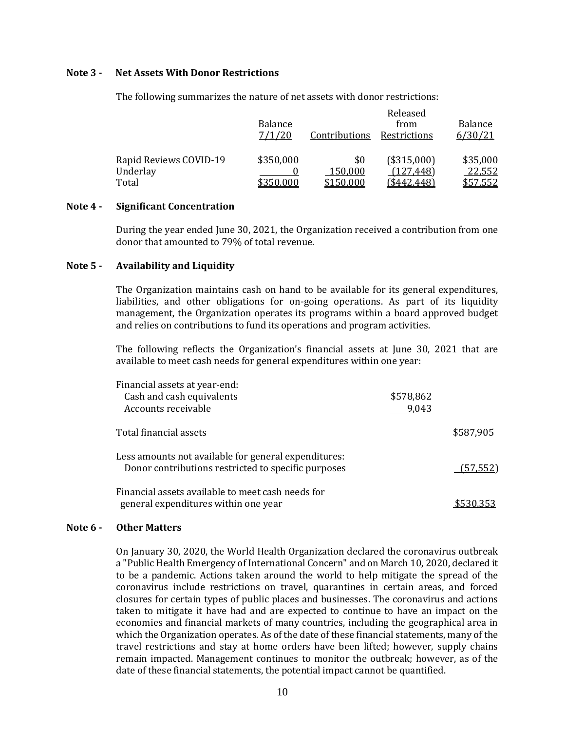### Note 3 - Net Assets With Donor Restrictions

The following summarizes the nature of net assets with donor restrictions:

| | Balance 7/1/20 | Contributions | Released from Restrictions | Balance 6/30/21 |
|---|---|---|---|---|
| Rapid Reviews COVID-19 | $350,000 | $0 | ($315,000) | $35,000 |
| Underlay | 0 | 150,000 | (127,448) | 22,552 |
| Total | $350,000 | $150,000 | ($442,448) | $57,552 |

### Note 4 - Significant Concentration

During the year ended June 30, 2021, the Organization received a contribution from one donor that amounted to 79% of total revenue.

### Note 5 - Availability and Liquidity

The Organization maintains cash on hand to be available for its general expenditures, liabilities, and other obligations for on-going operations. As part of its liquidity management, the Organization operates its programs within a board approved budget and relies on contributions to fund its operations and program activities.

The following reflects the Organization's financial assets at June 30, 2021 that are available to meet cash needs for general expenditures within one year:

| | | |
|---|---|---|
| Financial assets at year-end: | | |
| Cash and cash equivalents | $578,862 | |
| Accounts receivable | 9,043 | |
| Total financial assets | | $587,905 |
| Less amounts not available for general expenditures: | | |
| Donor contributions restricted to specific purposes | | (57,552) |
| Financial assets available to meet cash needs for general expenditures within one year | | $530,353 |

### Note 6 - Other Matters

On January 30, 2020, the World Health Organization declared the coronavirus outbreak a "Public Health Emergency of International Concern" and on March 10, 2020, declared it to be a pandemic. Actions taken around the world to help mitigate the spread of the coronavirus include restrictions on travel, quarantines in certain areas, and forced closures for certain types of public places and businesses. The coronavirus and actions taken to mitigate it have had and are expected to continue to have an impact on the economies and financial markets of many countries, including the geographical area in which the Organization operates. As of the date of these financial statements, many of the travel restrictions and stay at home orders have been lifted; however, supply chains remain impacted. Management continues to monitor the outbreak; however, as of the date of these financial statements, the potential impact cannot be quantified.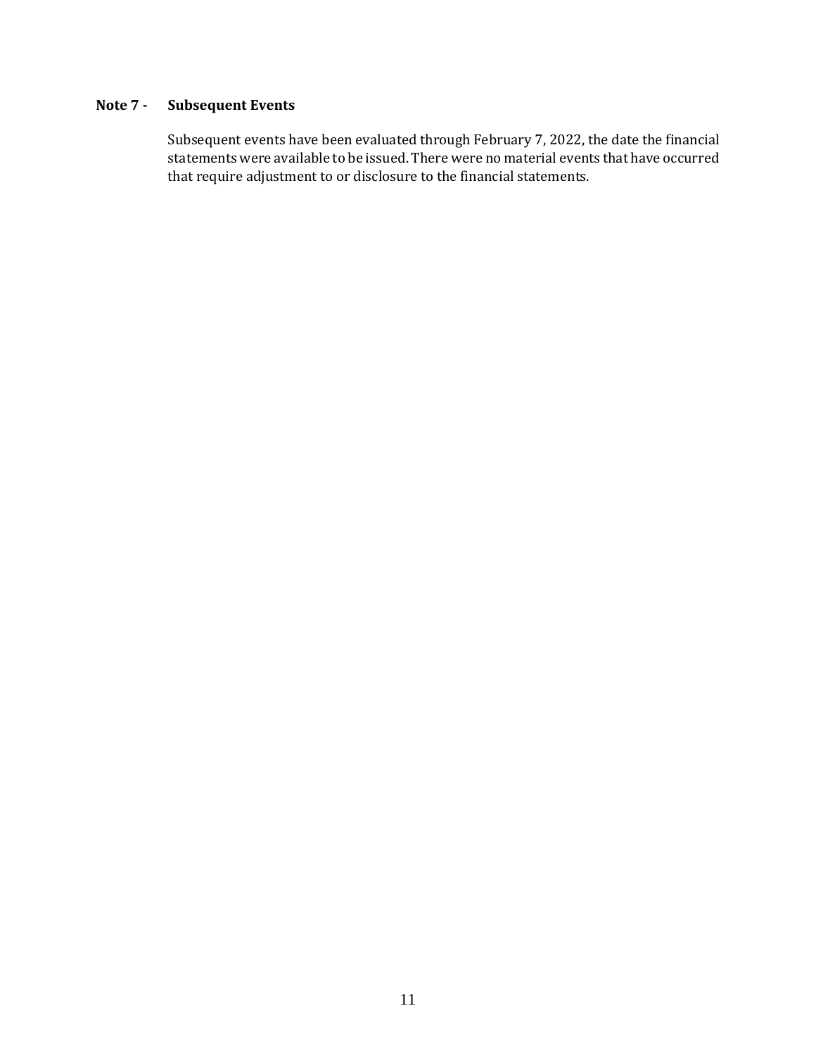**Note 7 - Subsequent Events**

Subsequent events have been evaluated through February 7, 2022, the date the financial statements were available to be issued. There were no material events that have occurred that require adjustment to or disclosure to the financial statements.